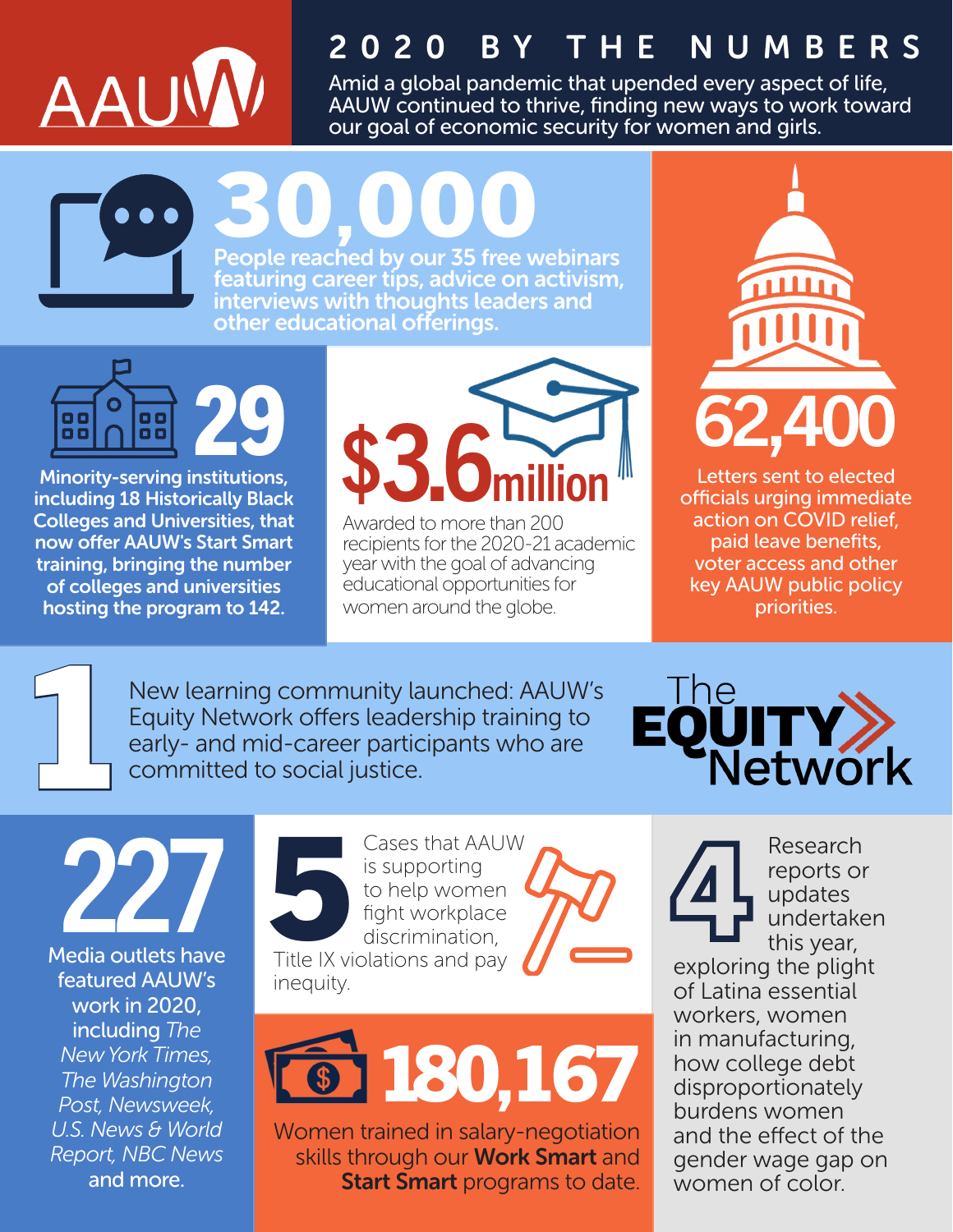AAUW

# 2020 BY THE NUMBERS

Amid a global pandemic that upended every aspect of life, AAUW continued to thrive, finding new ways to work toward our goal of economic security for women and girls.

## 30,000

People reached by our 35 free webinars featuring career tips, advice on activism, interviews with thoughts leaders and other educational offerings.

## 62,400

Letters sent to elected officials urging immediate action on COVID relief, paid leave benefits, voter access and other key AAUW public policy priorities.

## 29

Minority-serving institutions, including 18 Historically Black Colleges and Universities, that now offer AAUW's Start Smart training, bringing the number of colleges and universities hosting the program to 142.

## $3.6 million

Awarded to more than 200 recipients for the 2020-21 academic year with the goal of advancing educational opportunities for women around the globe.

## 1

New learning community launched: AAUW's Equity Network offers leadership training to early- and mid-career participants who are committed to social justice.

The EQUITY Network

## 227

Media outlets have featured AAUW's work in 2020, including *The New York Times, The Washington Post, Newsweek, U.S. News & World Report, NBC News* and more.

## 5

Cases that AAUW is supporting to help women fight workplace discrimination, Title IX violations and pay inequity.

## 180,167

Women trained in salary-negotiation skills through our **Work Smart** and **Start Smart** programs to date.

## 4

Research reports or updates undertaken this year, exploring the plight of Latina essential workers, women in manufacturing, how college debt disproportionately burdens women and the effect of the gender wage gap on women of color.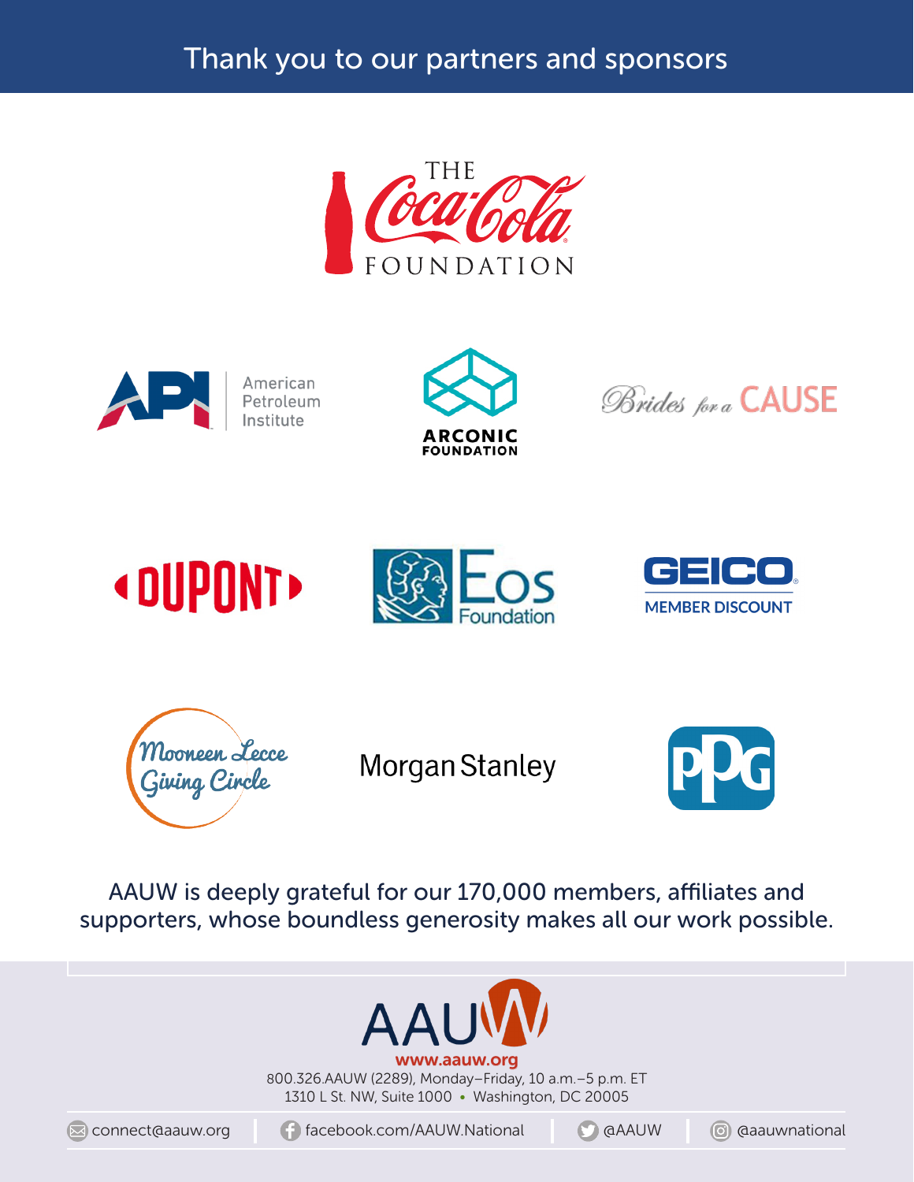## Thank you to our partners and sponsors

THE Coca-Cola FOUNDATION

API American Petroleum Institute

ARCONIC FOUNDATION

Brides for a CAUSE

DUPONT

Eos Foundation

GEICO MEMBER DISCOUNT

Mooneen Lecce Giving Circle

Morgan Stanley

PPG

AAUW is deeply grateful for our 170,000 members, affiliates and supporters, whose boundless generosity makes all our work possible.

AAUW

www.aauw.org

800.326.AAUW (2289), Monday–Friday, 10 a.m.–5 p.m. ET

1310 L St. NW, Suite 1000 • Washington, DC 20005

connect@aauw.org | facebook.com/AAUW.National | @AAUW | @aauwnational